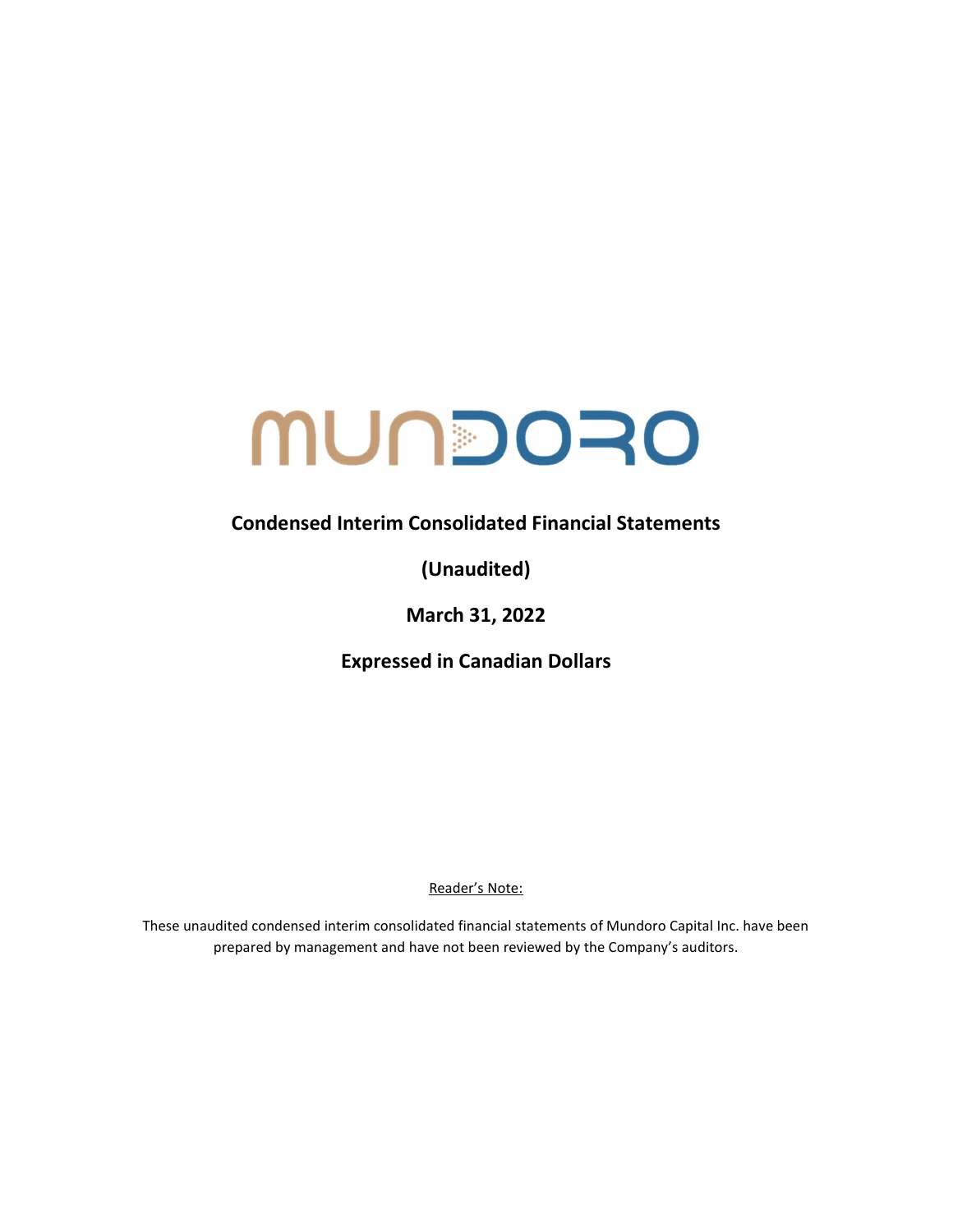MUNDORO

# Condensed Interim Consolidated Financial Statements

## (Unaudited)

## March 31, 2022

## Expressed in Canadian Dollars

Reader's Note:

These unaudited condensed interim consolidated financial statements of Mundoro Capital Inc. have been prepared by management and have not been reviewed by the Company's auditors.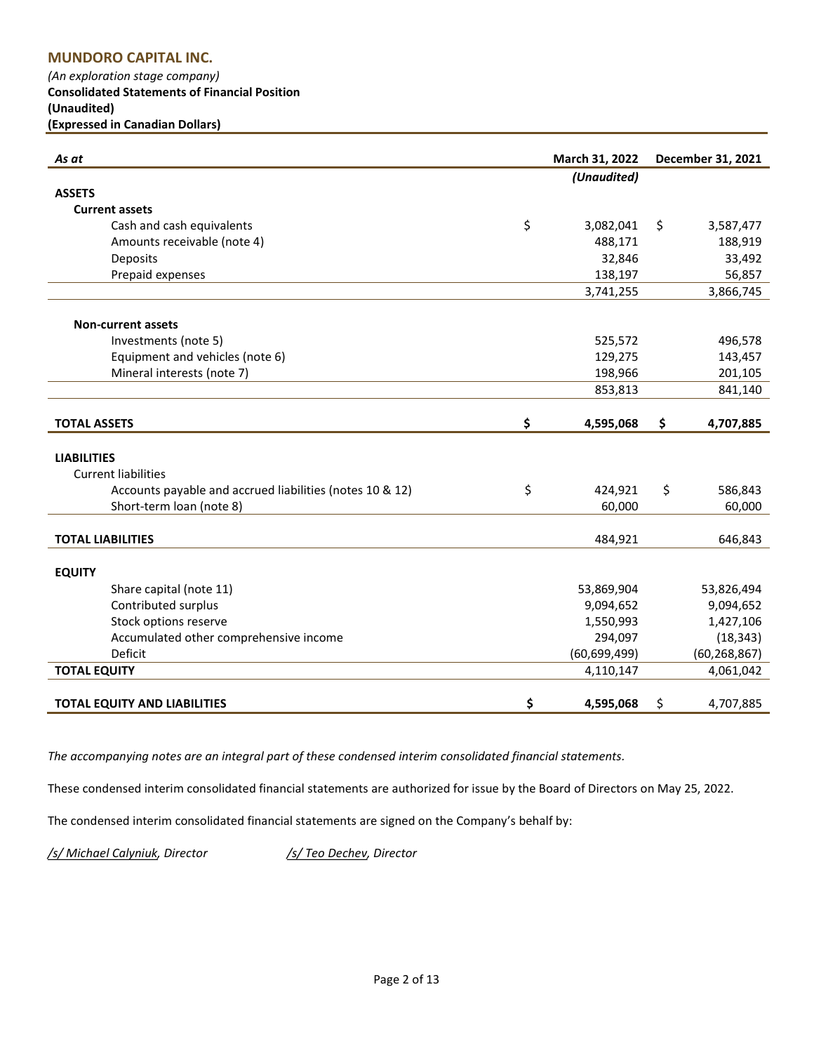# MUNDORO CAPITAL INC.

*(An exploration stage company)*
**Consolidated Statements of Financial Position**
**(Unaudited)**
**(Expressed in Canadian Dollars)**

| *As at* | March 31, 2022 *(Unaudited)* | December 31, 2021 |
|---|---|---|
| **ASSETS** | | |
| **Current assets** | | |
| Cash and cash equivalents | $ 3,082,041 | $ 3,587,477 |
| Amounts receivable (note 4) | 488,171 | 188,919 |
| Deposits | 32,846 | 33,492 |
| Prepaid expenses | 138,197 | 56,857 |
| | 3,741,255 | 3,866,745 |
| **Non-current assets** | | |
| Investments (note 5) | 525,572 | 496,578 |
| Equipment and vehicles (note 6) | 129,275 | 143,457 |
| Mineral interests (note 7) | 198,966 | 201,105 |
| | 853,813 | 841,140 |
| **TOTAL ASSETS** | **$ 4,595,068** | **$ 4,707,885** |
| **LIABILITIES** | | |
| Current liabilities | | |
| Accounts payable and accrued liabilities (notes 10 & 12) | $ 424,921 | $ 586,843 |
| Short-term loan (note 8) | 60,000 | 60,000 |
| **TOTAL LIABILITIES** | 484,921 | 646,843 |
| **EQUITY** | | |
| Share capital (note 11) | 53,869,904 | 53,826,494 |
| Contributed surplus | 9,094,652 | 9,094,652 |
| Stock options reserve | 1,550,993 | 1,427,106 |
| Accumulated other comprehensive income | 294,097 | (18,343) |
| Deficit | (60,699,499) | (60,268,867) |
| **TOTAL EQUITY** | 4,110,147 | 4,061,042 |
| **TOTAL EQUITY AND LIABILITIES** | **$ 4,595,068** | $ 4,707,885 |

*The accompanying notes are an integral part of these condensed interim consolidated financial statements.*

These condensed interim consolidated financial statements are authorized for issue by the Board of Directors on May 25, 2022.

The condensed interim consolidated financial statements are signed on the Company's behalf by:

*/s/ Michael Calyniuk, Director* *　　/s/ Teo Dechev, Director*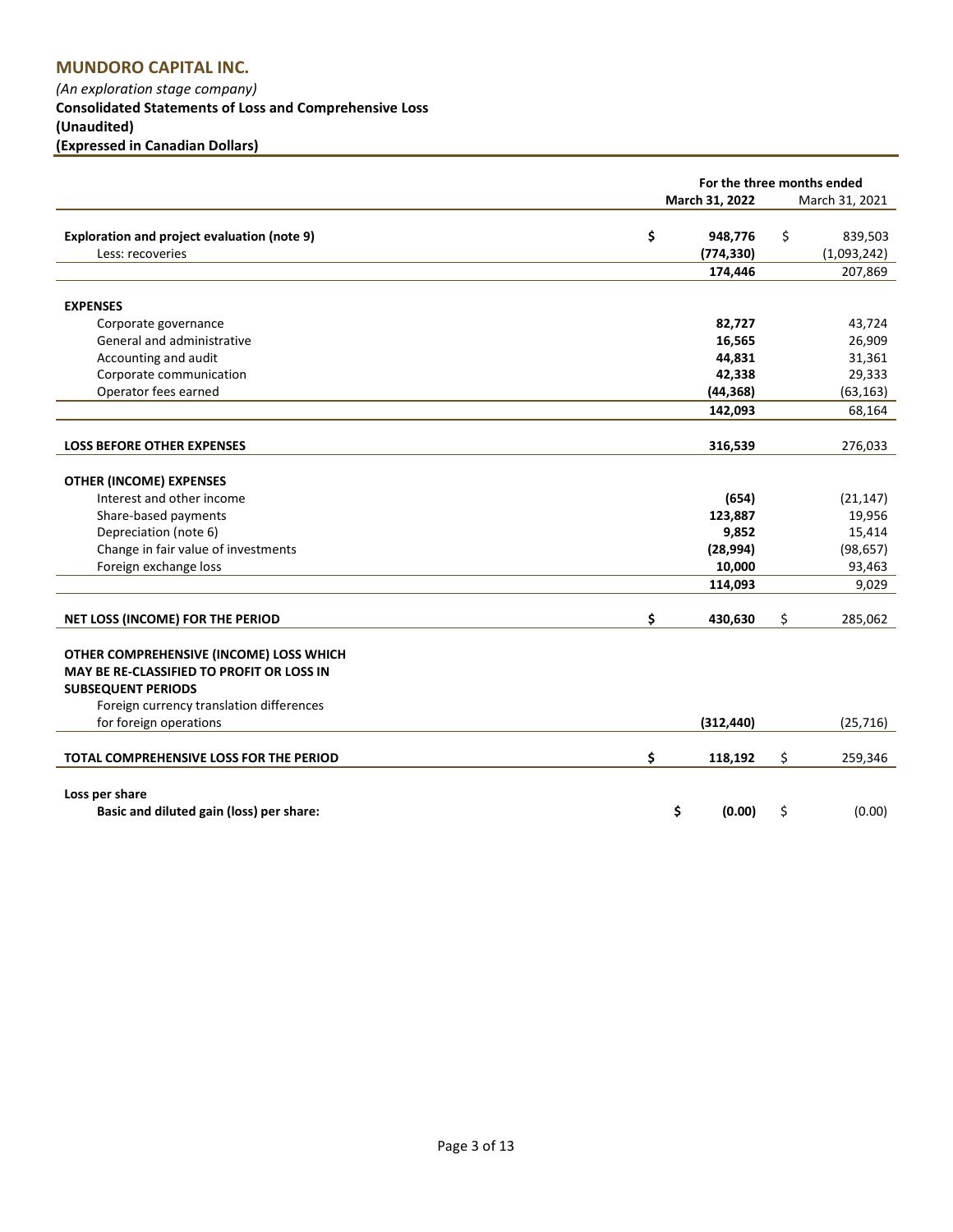## MUNDORO CAPITAL INC.

*(An exploration stage company)*
**Consolidated Statements of Loss and Comprehensive Loss**
**(Unaudited)**
**(Expressed in Canadian Dollars)**

| | For the three months ended | |
|---|---|---|
| | **March 31, 2022** | March 31, 2021 |
| **Exploration and project evaluation (note 9)** | $ **948,776** | $ 839,503 |
| Less: recoveries | **(774,330)** | (1,093,242) |
| | **174,446** | 207,869 |
| **EXPENSES** | | |
| Corporate governance | **82,727** | 43,724 |
| General and administrative | **16,565** | 26,909 |
| Accounting and audit | **44,831** | 31,361 |
| Corporate communication | **42,338** | 29,333 |
| Operator fees earned | **(44,368)** | (63,163) |
| | **142,093** | 68,164 |
| **LOSS BEFORE OTHER EXPENSES** | **316,539** | 276,033 |
| **OTHER (INCOME) EXPENSES** | | |
| Interest and other income | **(654)** | (21,147) |
| Share-based payments | **123,887** | 19,956 |
| Depreciation (note 6) | **9,852** | 15,414 |
| Change in fair value of investments | **(28,994)** | (98,657) |
| Foreign exchange loss | **10,000** | 93,463 |
| | **114,093** | 9,029 |
| **NET LOSS (INCOME) FOR THE PERIOD** | $ **430,630** | $ 285,062 |
| **OTHER COMPREHENSIVE (INCOME) LOSS WHICH MAY BE RE-CLASSIFIED TO PROFIT OR LOSS IN SUBSEQUENT PERIODS** | | |
| Foreign currency translation differences for foreign operations | **(312,440)** | (25,716) |
| **TOTAL COMPREHENSIVE LOSS FOR THE PERIOD** | $ **118,192** | $ 259,346 |
| **Loss per share** | | |
| **Basic and diluted gain (loss) per share:** | $ **(0.00)** | $ (0.00) |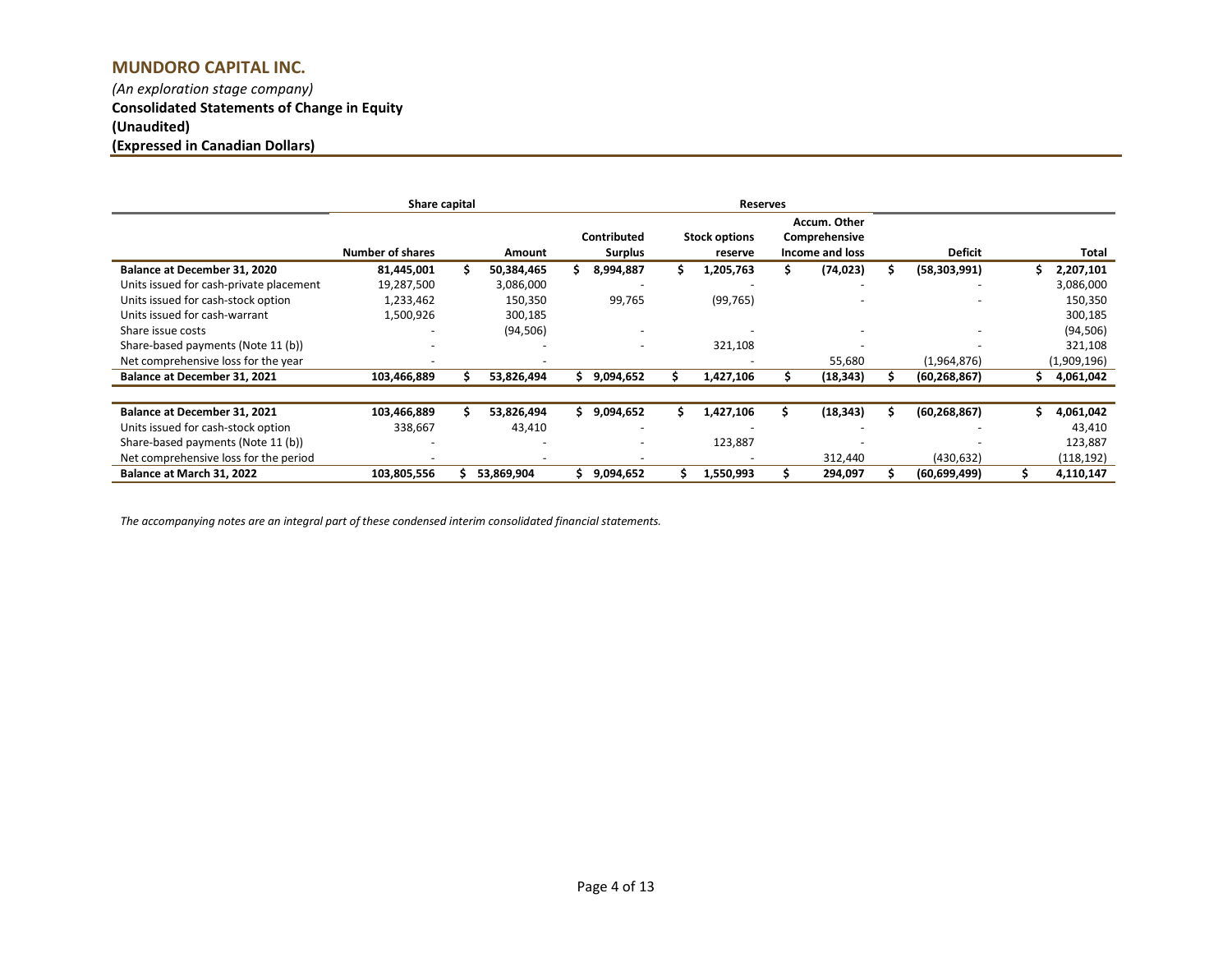# MUNDORO CAPITAL INC.

*(An exploration stage company)*

**Consolidated Statements of Change in Equity**

**(Unaudited)**

**(Expressed in Canadian Dollars)**

| | Share capital | | Reserves | | | | |
|---|---|---|---|---|---|---|---|
| | **Number of shares** | **Amount** | **Contributed Surplus** | **Stock options reserve** | **Accum. Other Comprehensive Income and loss** | **Deficit** | **Total** |
| **Balance at December 31, 2020** | **81,445,001** | **$ 50,384,465** | **$ 8,994,887** | **$ 1,205,763** | **$ (74,023)** | **$ (58,303,991)** | **$ 2,207,101** |
| Units issued for cash-private placement | 19,287,500 | 3,086,000 | - | - | - | - | 3,086,000 |
| Units issued for cash-stock option | 1,233,462 | 150,350 | 99,765 | (99,765) | - | - | 150,350 |
| Units issued for cash-warrant | 1,500,926 | 300,185 | | | | | 300,185 |
| Share issue costs | - | (94,506) | - | - | - | - | (94,506) |
| Share-based payments (Note 11 (b)) | - | - | - | 321,108 | - | - | 321,108 |
| Net comprehensive loss for the year | - | - | | - | 55,680 | (1,964,876) | (1,909,196) |
| **Balance at December 31, 2021** | **103,466,889** | **$ 53,826,494** | **$ 9,094,652** | **$ 1,427,106** | **$ (18,343)** | **$ (60,268,867)** | **$ 4,061,042** |
| | | | | | | | |
| **Balance at December 31, 2021** | **103,466,889** | **$ 53,826,494** | **$ 9,094,652** | **$ 1,427,106** | **$ (18,343)** | **$ (60,268,867)** | **$ 4,061,042** |
| Units issued for cash-stock option | 338,667 | 43,410 | - | - | - | - | 43,410 |
| Share-based payments (Note 11 (b)) | - | - | - | 123,887 | - | - | 123,887 |
| Net comprehensive loss for the period | - | - | - | - | 312,440 | (430,632) | (118,192) |
| **Balance at March 31, 2022** | **103,805,556** | **$ 53,869,904** | **$ 9,094,652** | **$ 1,550,993** | **$ 294,097** | **$ (60,699,499)** | **$ 4,110,147** |

*The accompanying notes are an integral part of these condensed interim consolidated financial statements.*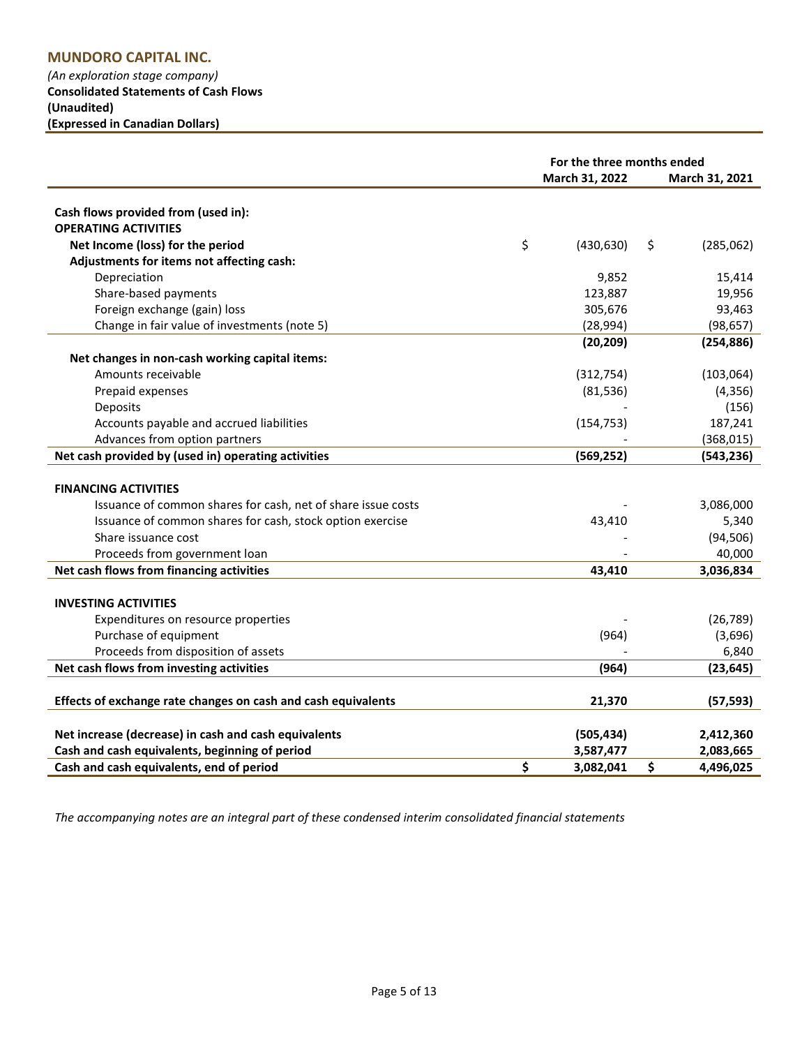## MUNDORO CAPITAL INC.

*(An exploration stage company)*
**Consolidated Statements of Cash Flows**
**(Unaudited)**
**(Expressed in Canadian Dollars)**

| | For the three months ended | |
|---|---|---|
| | **March 31, 2022** | **March 31, 2021** |
| **Cash flows provided from (used in):** | | |
| **OPERATING ACTIVITIES** | | |
| **Net Income (loss) for the period** | $ (430,630) | $ (285,062) |
| **Adjustments for items not affecting cash:** | | |
| Depreciation | 9,852 | 15,414 |
| Share-based payments | 123,887 | 19,956 |
| Foreign exchange (gain) loss | 305,676 | 93,463 |
| Change in fair value of investments (note 5) | (28,994) | (98,657) |
| | **(20,209)** | **(254,886)** |
| **Net changes in non-cash working capital items:** | | |
| Amounts receivable | (312,754) | (103,064) |
| Prepaid expenses | (81,536) | (4,356) |
| Deposits | - | (156) |
| Accounts payable and accrued liabilities | (154,753) | 187,241 |
| Advances from option partners | - | (368,015) |
| **Net cash provided by (used in) operating activities** | **(569,252)** | **(543,236)** |
| **FINANCING ACTIVITIES** | | |
| Issuance of common shares for cash, net of share issue costs | - | 3,086,000 |
| Issuance of common shares for cash, stock option exercise | 43,410 | 5,340 |
| Share issuance cost | - | (94,506) |
| Proceeds from government loan | - | 40,000 |
| **Net cash flows from financing activities** | **43,410** | **3,036,834** |
| **INVESTING ACTIVITIES** | | |
| Expenditures on resource properties | - | (26,789) |
| Purchase of equipment | (964) | (3,696) |
| Proceeds from disposition of assets | - | 6,840 |
| **Net cash flows from investing activities** | **(964)** | **(23,645)** |
| **Effects of exchange rate changes on cash and cash equivalents** | **21,370** | **(57,593)** |
| **Net increase (decrease) in cash and cash equivalents** | **(505,434)** | **2,412,360** |
| **Cash and cash equivalents, beginning of period** | **3,587,477** | **2,083,665** |
| **Cash and cash equivalents, end of period** | **$ 3,082,041** | **$ 4,496,025** |

*The accompanying notes are an integral part of these condensed interim consolidated financial statements*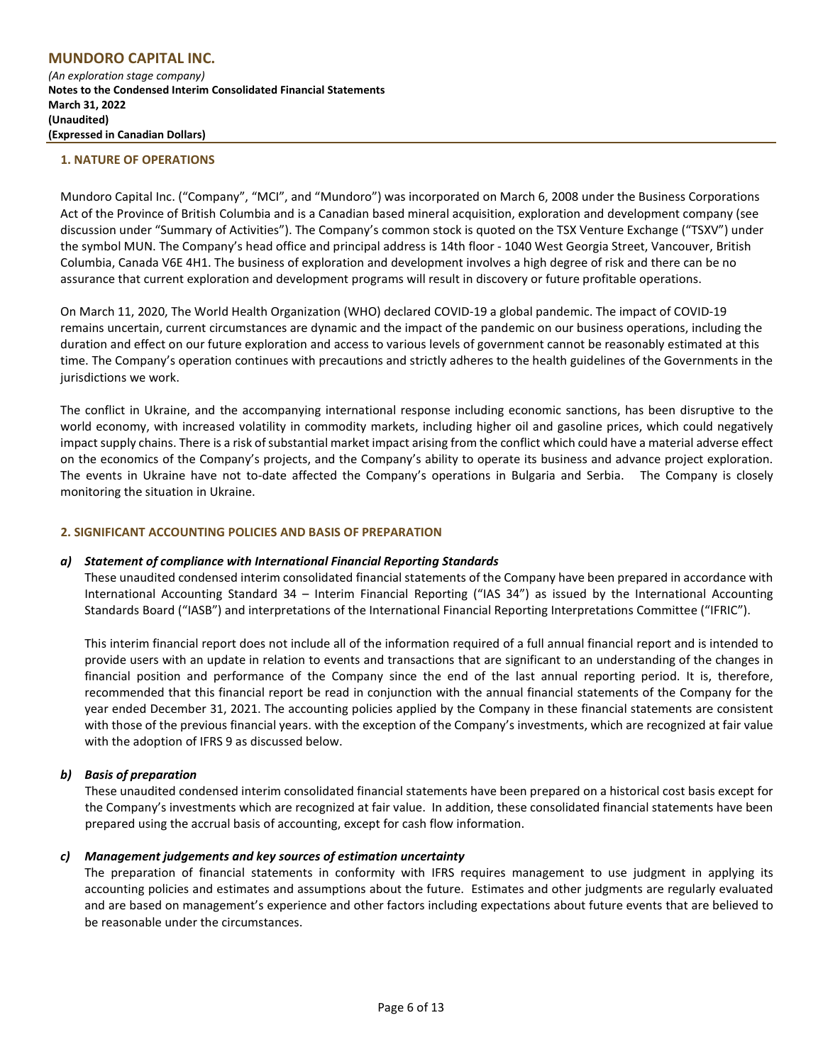## 1. NATURE OF OPERATIONS

Mundoro Capital Inc. ("Company", "MCI", and "Mundoro") was incorporated on March 6, 2008 under the Business Corporations Act of the Province of British Columbia and is a Canadian based mineral acquisition, exploration and development company (see discussion under "Summary of Activities"). The Company's common stock is quoted on the TSX Venture Exchange ("TSXV") under the symbol MUN. The Company's head office and principal address is 14th floor - 1040 West Georgia Street, Vancouver, British Columbia, Canada V6E 4H1. The business of exploration and development involves a high degree of risk and there can be no assurance that current exploration and development programs will result in discovery or future profitable operations.

On March 11, 2020, The World Health Organization (WHO) declared COVID-19 a global pandemic. The impact of COVID-19 remains uncertain, current circumstances are dynamic and the impact of the pandemic on our business operations, including the duration and effect on our future exploration and access to various levels of government cannot be reasonably estimated at this time. The Company's operation continues with precautions and strictly adheres to the health guidelines of the Governments in the jurisdictions we work.

The conflict in Ukraine, and the accompanying international response including economic sanctions, has been disruptive to the world economy, with increased volatility in commodity markets, including higher oil and gasoline prices, which could negatively impact supply chains. There is a risk of substantial market impact arising from the conflict which could have a material adverse effect on the economics of the Company's projects, and the Company's ability to operate its business and advance project exploration. The events in Ukraine have not to-date affected the Company's operations in Bulgaria and Serbia. The Company is closely monitoring the situation in Ukraine.

## 2. SIGNIFICANT ACCOUNTING POLICIES AND BASIS OF PREPARATION

### *a) Statement of compliance with International Financial Reporting Standards*

These unaudited condensed interim consolidated financial statements of the Company have been prepared in accordance with International Accounting Standard 34 – Interim Financial Reporting ("IAS 34") as issued by the International Accounting Standards Board ("IASB") and interpretations of the International Financial Reporting Interpretations Committee ("IFRIC").

This interim financial report does not include all of the information required of a full annual financial report and is intended to provide users with an update in relation to events and transactions that are significant to an understanding of the changes in financial position and performance of the Company since the end of the last annual reporting period. It is, therefore, recommended that this financial report be read in conjunction with the annual financial statements of the Company for the year ended December 31, 2021. The accounting policies applied by the Company in these financial statements are consistent with those of the previous financial years. with the exception of the Company's investments, which are recognized at fair value with the adoption of IFRS 9 as discussed below.

### *b) Basis of preparation*

These unaudited condensed interim consolidated financial statements have been prepared on a historical cost basis except for the Company's investments which are recognized at fair value. In addition, these consolidated financial statements have been prepared using the accrual basis of accounting, except for cash flow information.

### *c) Management judgements and key sources of estimation uncertainty*

The preparation of financial statements in conformity with IFRS requires management to use judgment in applying its accounting policies and estimates and assumptions about the future. Estimates and other judgments are regularly evaluated and are based on management's experience and other factors including expectations about future events that are believed to be reasonable under the circumstances.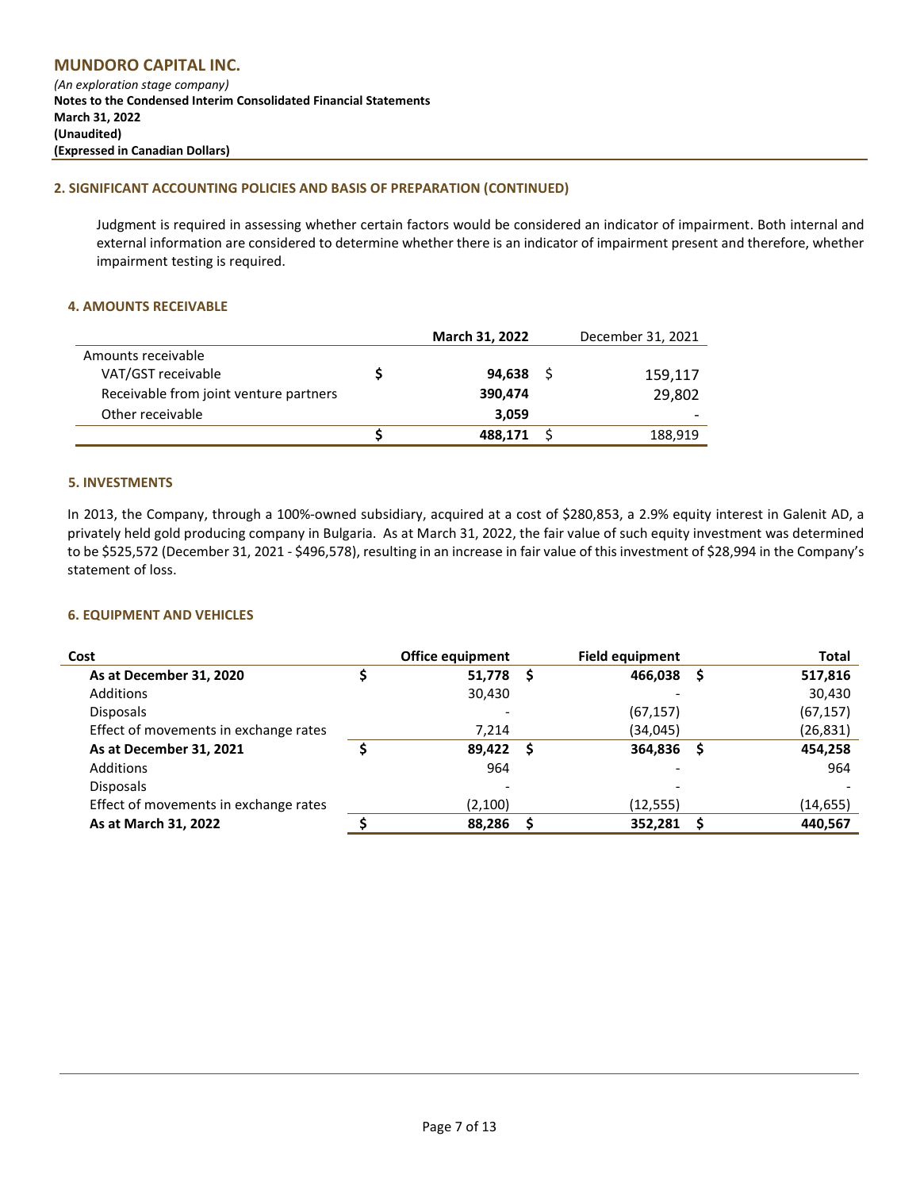**MUNDORO CAPITAL INC.**

*(An exploration stage company)*
**Notes to the Condensed Interim Consolidated Financial Statements**
**March 31, 2022**
**(Unaudited)**
**(Expressed in Canadian Dollars)**

## 2. SIGNIFICANT ACCOUNTING POLICIES AND BASIS OF PREPARATION (CONTINUED)

Judgment is required in assessing whether certain factors would be considered an indicator of impairment. Both internal and external information are considered to determine whether there is an indicator of impairment present and therefore, whether impairment testing is required.

## 4. AMOUNTS RECEIVABLE

| | March 31, 2022 | December 31, 2021 |
|---|---|---|
| Amounts receivable | | |
| VAT/GST receivable | $ 94,638 | $ 159,117 |
| Receivable from joint venture partners | 390,474 | 29,802 |
| Other receivable | 3,059 | - |
| | $ 488,171 | $ 188,919 |

## 5. INVESTMENTS

In 2013, the Company, through a 100%-owned subsidiary, acquired at a cost of $280,853, a 2.9% equity interest in Galenit AD, a privately held gold producing company in Bulgaria. As at March 31, 2022, the fair value of such equity investment was determined to be $525,572 (December 31, 2021 - $496,578), resulting in an increase in fair value of this investment of $28,994 in the Company's statement of loss.

## 6. EQUIPMENT AND VEHICLES

| Cost | Office equipment | Field equipment | Total |
|---|---|---|---|
| **As at December 31, 2020** | **$ 51,778** | **$ 466,038** | **$ 517,816** |
| Additions | 30,430 | - | 30,430 |
| Disposals | - | (67,157) | (67,157) |
| Effect of movements in exchange rates | 7,214 | (34,045) | (26,831) |
| **As at December 31, 2021** | **$ 89,422** | **$ 364,836** | **$ 454,258** |
| Additions | 964 | - | 964 |
| Disposals | - | - | - |
| Effect of movements in exchange rates | (2,100) | (12,555) | (14,655) |
| **As at March 31, 2022** | **$ 88,286** | **$ 352,281** | **$ 440,567** |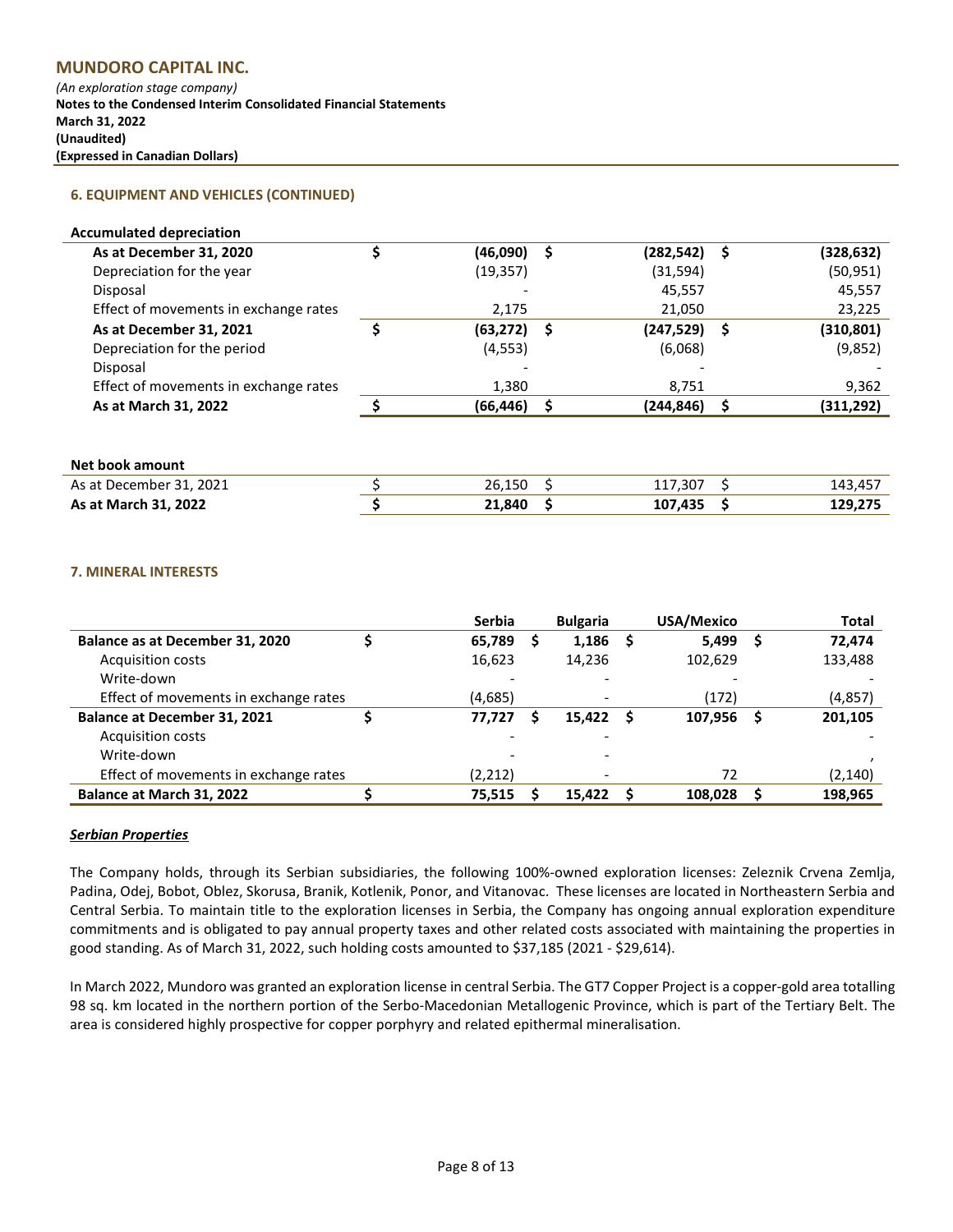**MUNDORO CAPITAL INC.**
*(An exploration stage company)*
**Notes to the Condensed Interim Consolidated Financial Statements**
**March 31, 2022**
**(Unaudited)**
**(Expressed in Canadian Dollars)**

### 6. EQUIPMENT AND VEHICLES (CONTINUED)

| | | | |
|---|---|---|---|
| **Accumulated depreciation** | | | |
| **As at December 31, 2020** | **$ (46,090)** | **$ (282,542)** | **$ (328,632)** |
| Depreciation for the year | (19,357) | (31,594) | (50,951) |
| Disposal | - | 45,557 | 45,557 |
| Effect of movements in exchange rates | 2,175 | 21,050 | 23,225 |
| **As at December 31, 2021** | **$ (63,272)** | **$ (247,529)** | **$ (310,801)** |
| Depreciation for the period | (4,553) | (6,068) | (9,852) |
| Disposal | - | - | - |
| Effect of movements in exchange rates | 1,380 | 8,751 | 9,362 |
| **As at March 31, 2022** | **$ (66,446)** | **$ (244,846)** | **$ (311,292)** |
| | | | |
| **Net book amount** | | | |
| As at December 31, 2021 | $ 26,150 | $ 117,307 | $ 143,457 |
| **As at March 31, 2022** | **$ 21,840** | **$ 107,435** | **$ 129,275** |

### 7. MINERAL INTERESTS

| | Serbia | Bulgaria | USA/Mexico | Total |
|---|---|---|---|---|
| **Balance as at December 31, 2020** | **$ 65,789** | **$ 1,186** | **$ 5,499** | **$ 72,474** |
| Acquisition costs | 16,623 | 14,236 | 102,629 | 133,488 |
| Write-down | - | - | - | - |
| Effect of movements in exchange rates | (4,685) | - | (172) | (4,857) |
| **Balance at December 31, 2021** | **$ 77,727** | **$ 15,422** | **$ 107,956** | **$ 201,105** |
| Acquisition costs | - | - | | - |
| Write-down | - | - | | , |
| Effect of movements in exchange rates | (2,212) | - | 72 | (2,140) |
| **Balance at March 31, 2022** | **$ 75,515** | **$ 15,422** | **$ 108,028** | **$ 198,965** |

***Serbian Properties***

The Company holds, through its Serbian subsidiaries, the following 100%-owned exploration licenses: Zeleznik Crvena Zemlja, Padina, Odej, Bobot, Oblez, Skorusa, Branik, Kotlenik, Ponor, and Vitanovac. These licenses are located in Northeastern Serbia and Central Serbia. To maintain title to the exploration licenses in Serbia, the Company has ongoing annual exploration expenditure commitments and is obligated to pay annual property taxes and other related costs associated with maintaining the properties in good standing. As of March 31, 2022, such holding costs amounted to $37,185 (2021 - $29,614).

In March 2022, Mundoro was granted an exploration license in central Serbia. The GT7 Copper Project is a copper-gold area totalling 98 sq. km located in the northern portion of the Serbo-Macedonian Metallogenic Province, which is part of the Tertiary Belt. The area is considered highly prospective for copper porphyry and related epithermal mineralisation.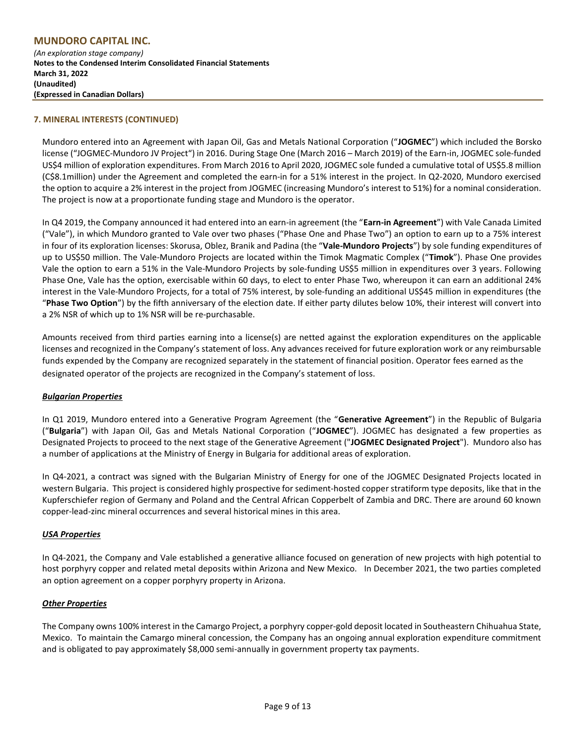### 7. MINERAL INTERESTS (CONTINUED)

Mundoro entered into an Agreement with Japan Oil, Gas and Metals National Corporation ("**JOGMEC**") which included the Borsko license ("JOGMEC-Mundoro JV Project") in 2016. During Stage One (March 2016 – March 2019) of the Earn-in, JOGMEC sole-funded US$4 million of exploration expenditures. From March 2016 to April 2020, JOGMEC sole funded a cumulative total of US$5.8 million (C$8.1million) under the Agreement and completed the earn-in for a 51% interest in the project. In Q2-2020, Mundoro exercised the option to acquire a 2% interest in the project from JOGMEC (increasing Mundoro's interest to 51%) for a nominal consideration. The project is now at a proportionate funding stage and Mundoro is the operator.

In Q4 2019, the Company announced it had entered into an earn-in agreement (the "**Earn-in Agreement**") with Vale Canada Limited ("Vale"), in which Mundoro granted to Vale over two phases ("Phase One and Phase Two") an option to earn up to a 75% interest in four of its exploration licenses: Skorusa, Oblez, Branik and Padina (the "**Vale-Mundoro Projects**") by sole funding expenditures of up to US$50 million. The Vale-Mundoro Projects are located within the Timok Magmatic Complex ("**Timok**"). Phase One provides Vale the option to earn a 51% in the Vale-Mundoro Projects by sole-funding US$5 million in expenditures over 3 years. Following Phase One, Vale has the option, exercisable within 60 days, to elect to enter Phase Two, whereupon it can earn an additional 24% interest in the Vale-Mundoro Projects, for a total of 75% interest, by sole-funding an additional US$45 million in expenditures (the "**Phase Two Option**") by the fifth anniversary of the election date. If either party dilutes below 10%, their interest will convert into a 2% NSR of which up to 1% NSR will be re-purchasable.

Amounts received from third parties earning into a license(s) are netted against the exploration expenditures on the applicable licenses and recognized in the Company's statement of loss. Any advances received for future exploration work or any reimbursable funds expended by the Company are recognized separately in the statement of financial position. Operator fees earned as the designated operator of the projects are recognized in the Company's statement of loss.

***Bulgarian Properties***

In Q1 2019, Mundoro entered into a Generative Program Agreement (the "**Generative Agreement**") in the Republic of Bulgaria ("**Bulgaria**") with Japan Oil, Gas and Metals National Corporation ("**JOGMEC**"). JOGMEC has designated a few properties as Designated Projects to proceed to the next stage of the Generative Agreement ("**JOGMEC Designated Project**"). Mundoro also has a number of applications at the Ministry of Energy in Bulgaria for additional areas of exploration.

In Q4-2021, a contract was signed with the Bulgarian Ministry of Energy for one of the JOGMEC Designated Projects located in western Bulgaria. This project is considered highly prospective for sediment-hosted copper stratiform type deposits, like that in the Kupferschiefer region of Germany and Poland and the Central African Copperbelt of Zambia and DRC. There are around 60 known copper-lead-zinc mineral occurrences and several historical mines in this area.

***USA Properties***

In Q4-2021, the Company and Vale established a generative alliance focused on generation of new projects with high potential to host porphyry copper and related metal deposits within Arizona and New Mexico. In December 2021, the two parties completed an option agreement on a copper porphyry property in Arizona.

***Other Properties***

The Company owns 100% interest in the Camargo Project, a porphyry copper-gold deposit located in Southeastern Chihuahua State, Mexico. To maintain the Camargo mineral concession, the Company has an ongoing annual exploration expenditure commitment and is obligated to pay approximately $8,000 semi-annually in government property tax payments.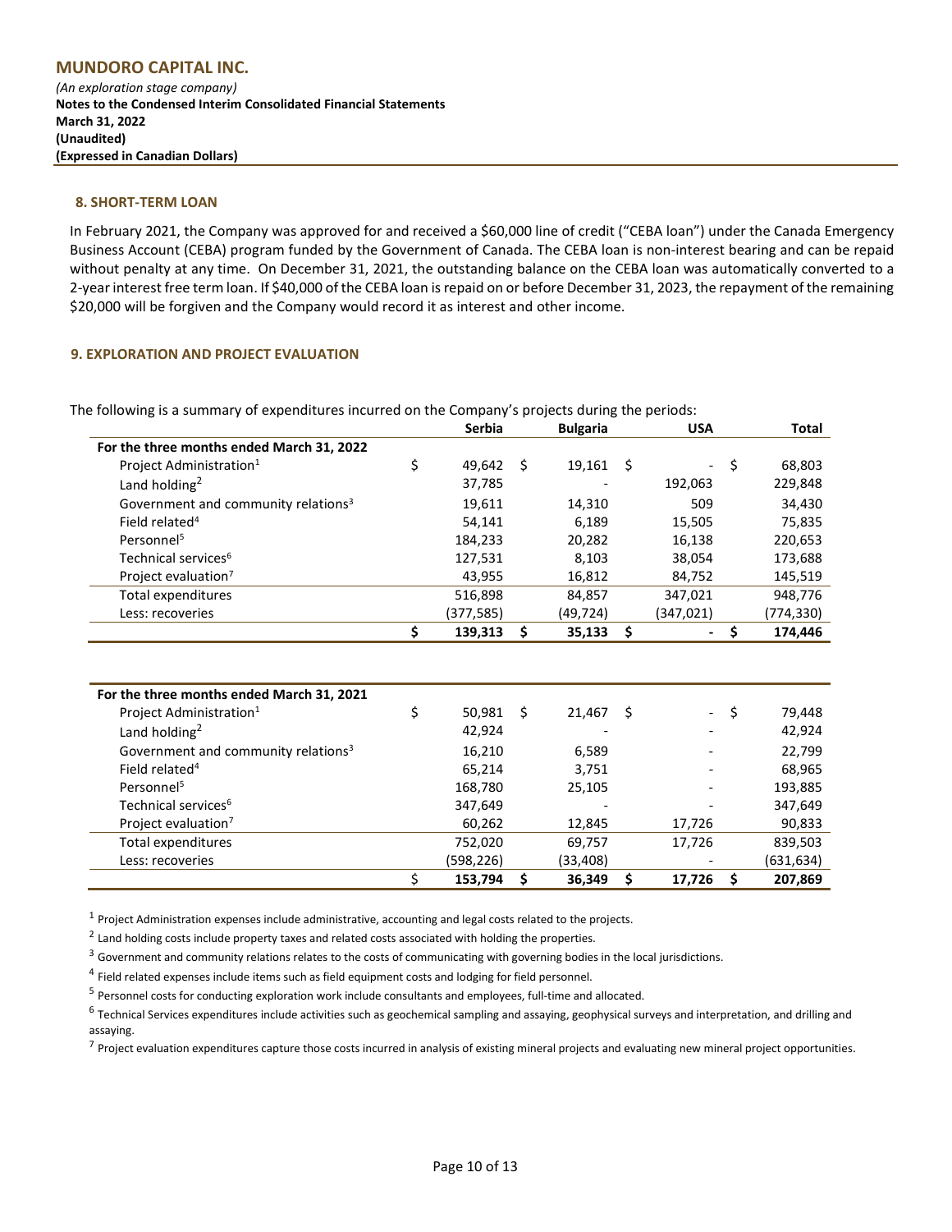**MUNDORO CAPITAL INC.**
*(An exploration stage company)*
**Notes to the Condensed Interim Consolidated Financial Statements**
**March 31, 2022**
**(Unaudited)**
**(Expressed in Canadian Dollars)**

## 8. SHORT-TERM LOAN

In February 2021, the Company was approved for and received a $60,000 line of credit ("CEBA loan") under the Canada Emergency Business Account (CEBA) program funded by the Government of Canada. The CEBA loan is non-interest bearing and can be repaid without penalty at any time. On December 31, 2021, the outstanding balance on the CEBA loan was automatically converted to a 2-year interest free term loan. If $40,000 of the CEBA loan is repaid on or before December 31, 2023, the repayment of the remaining $20,000 will be forgiven and the Company would record it as interest and other income.

## 9. EXPLORATION AND PROJECT EVALUATION

The following is a summary of expenditures incurred on the Company's projects during the periods:

| | Serbia | Bulgaria | USA | Total |
|---|---|---|---|---|
| **For the three months ended March 31, 2022** | | | | |
| Project Administration[1] | $ 49,642 | $ 19,161 | $ - | $ 68,803 |
| Land holding[2] | 37,785 | - | 192,063 | 229,848 |
| Government and community relations[3] | 19,611 | 14,310 | 509 | 34,430 |
| Field related[4] | 54,141 | 6,189 | 15,505 | 75,835 |
| Personnel[5] | 184,233 | 20,282 | 16,138 | 220,653 |
| Technical services[6] | 127,531 | 8,103 | 38,054 | 173,688 |
| Project evaluation[7] | 43,955 | 16,812 | 84,752 | 145,519 |
| Total expenditures | 516,898 | 84,857 | 347,021 | 948,776 |
| Less: recoveries | (377,585) | (49,724) | (347,021) | (774,330) |
| | **$ 139,313** | **$ 35,133** | **$ -** | **$ 174,446** |

| | Serbia | Bulgaria | USA | Total |
|---|---|---|---|---|
| **For the three months ended March 31, 2021** | | | | |
| Project Administration[1] | $ 50,981 | $ 21,467 | $ - | $ 79,448 |
| Land holding[2] | 42,924 | - | - | 42,924 |
| Government and community relations[3] | 16,210 | 6,589 | - | 22,799 |
| Field related[4] | 65,214 | 3,751 | - | 68,965 |
| Personnel[5] | 168,780 | 25,105 | - | 193,885 |
| Technical services[6] | 347,649 | - | - | 347,649 |
| Project evaluation[7] | 60,262 | 12,845 | 17,726 | 90,833 |
| Total expenditures | 752,020 | 69,757 | 17,726 | 839,503 |
| Less: recoveries | (598,226) | (33,408) | - | (631,634) |
| | **$ 153,794** | **$ 36,349** | **$ 17,726** | **$ 207,869** |

[1] Project Administration expenses include administrative, accounting and legal costs related to the projects.

[2] Land holding costs include property taxes and related costs associated with holding the properties.

[3] Government and community relations relates to the costs of communicating with governing bodies in the local jurisdictions.

[4] Field related expenses include items such as field equipment costs and lodging for field personnel.

[5] Personnel costs for conducting exploration work include consultants and employees, full-time and allocated.

[6] Technical Services expenditures include activities such as geochemical sampling and assaying, geophysical surveys and interpretation, and drilling and assaying.

[7] Project evaluation expenditures capture those costs incurred in analysis of existing mineral projects and evaluating new mineral project opportunities.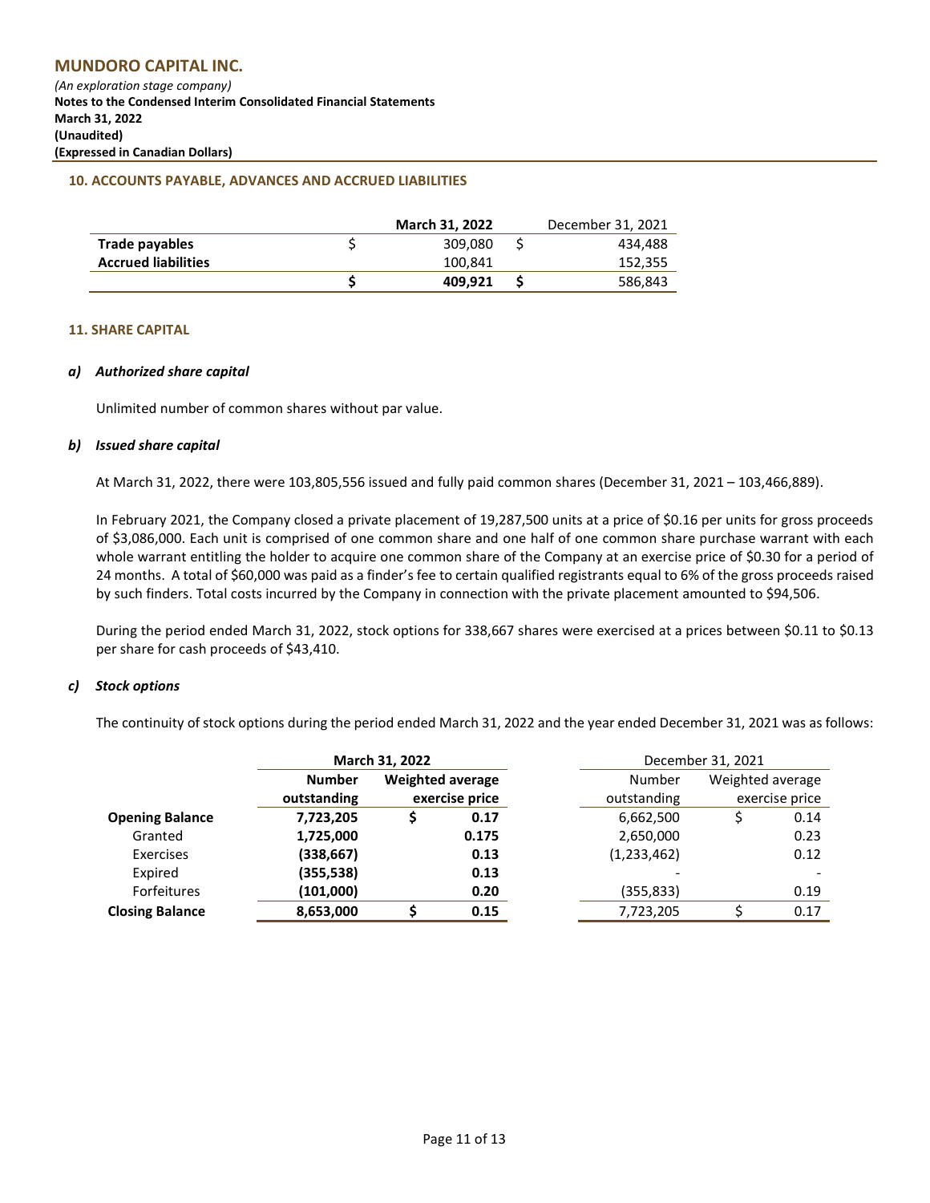## 10. ACCOUNTS PAYABLE, ADVANCES AND ACCRUED LIABILITIES

| | March 31, 2022 | December 31, 2021 |
|---|---|---|
| **Trade payables** | $ 309,080 | $ 434,488 |
| **Accrued liabilities** | 100,841 | 152,355 |
| | **$ 409,921** | $ 586,843 |

## 11. SHARE CAPITAL

### *a) Authorized share capital*

Unlimited number of common shares without par value.

### *b) Issued share capital*

At March 31, 2022, there were 103,805,556 issued and fully paid common shares (December 31, 2021 – 103,466,889).

In February 2021, the Company closed a private placement of 19,287,500 units at a price of $0.16 per units for gross proceeds of $3,086,000. Each unit is comprised of one common share and one half of one common share purchase warrant with each whole warrant entitling the holder to acquire one common share of the Company at an exercise price of $0.30 for a period of 24 months. A total of $60,000 was paid as a finder's fee to certain qualified registrants equal to 6% of the gross proceeds raised by such finders. Total costs incurred by the Company in connection with the private placement amounted to $94,506.

During the period ended March 31, 2022, stock options for 338,667 shares were exercised at a prices between $0.11 to $0.13 per share for cash proceeds of $43,410.

### *c) Stock options*

The continuity of stock options during the period ended March 31, 2022 and the year ended December 31, 2021 was as follows:

| | **March 31, 2022** | | December 31, 2021 | |
|---|---|---|---|---|
| | **Number outstanding** | **Weighted average exercise price** | Number outstanding | Weighted average exercise price |
| **Opening Balance** | **7,723,205** | **$ 0.17** | 6,662,500 | $ 0.14 |
| Granted | **1,725,000** | **0.175** | 2,650,000 | 0.23 |
| Exercises | **(338,667)** | **0.13** | (1,233,462) | 0.12 |
| Expired | **(355,538)** | **0.13** | - | - |
| Forfeitures | **(101,000)** | **0.20** | (355,833) | 0.19 |
| **Closing Balance** | **8,653,000** | **$ 0.15** | 7,723,205 | $ 0.17 |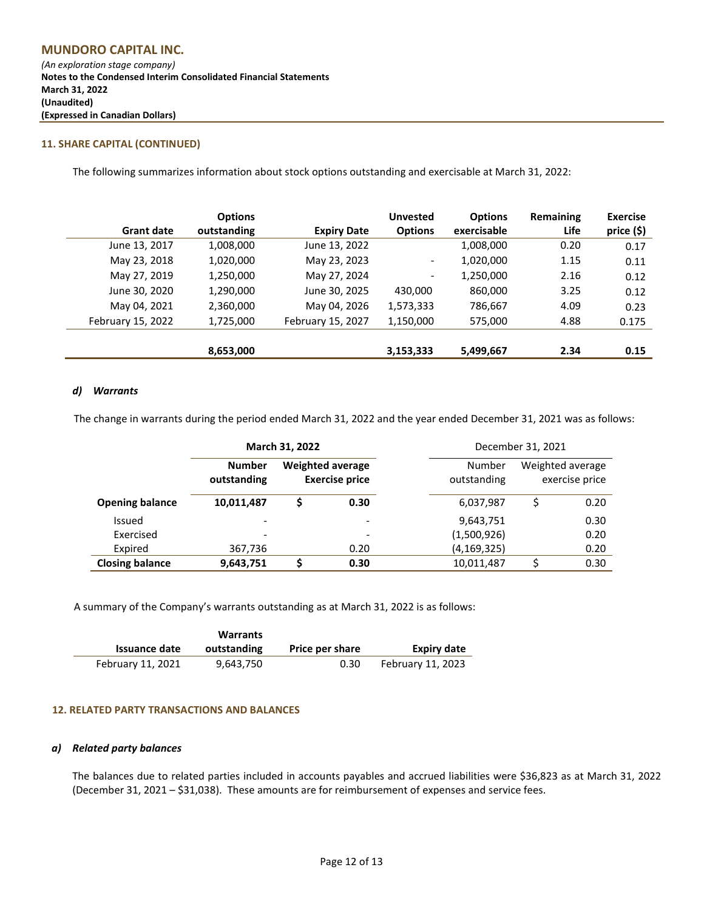**MUNDORO CAPITAL INC.**
*(An exploration stage company)*
**Notes to the Condensed Interim Consolidated Financial Statements**
**March 31, 2022**
**(Unaudited)**
**(Expressed in Canadian Dollars)**

**11. SHARE CAPITAL (CONTINUED)**

The following summarizes information about stock options outstanding and exercisable at March 31, 2022:

| Grant date | Options outstanding | Expiry Date | Unvested Options | Options exercisable | Remaining Life | Exercise price ($) |
|---|---|---|---|---|---|---|
| June 13, 2017 | 1,008,000 | June 13, 2022 | | 1,008,000 | 0.20 | 0.17 |
| May 23, 2018 | 1,020,000 | May 23, 2023 | - | 1,020,000 | 1.15 | 0.11 |
| May 27, 2019 | 1,250,000 | May 27, 2024 | - | 1,250,000 | 2.16 | 0.12 |
| June 30, 2020 | 1,290,000 | June 30, 2025 | 430,000 | 860,000 | 3.25 | 0.12 |
| May 04, 2021 | 2,360,000 | May 04, 2026 | 1,573,333 | 786,667 | 4.09 | 0.23 |
| February 15, 2022 | 1,725,000 | February 15, 2027 | 1,150,000 | 575,000 | 4.88 | 0.175 |
| | **8,653,000** | | **3,153,333** | **5,499,667** | **2.34** | **0.15** |

### *d) Warrants*

The change in warrants during the period ended March 31, 2022 and the year ended December 31, 2021 was as follows:

| | **March 31, 2022** | | December 31, 2021 | |
|---|---|---|---|---|
| | **Number outstanding** | **Weighted average Exercise price** | Number outstanding | Weighted average exercise price |
| **Opening balance** | **10,011,487** | **$ 0.30** | 6,037,987 | $ 0.20 |
| Issued | - | - | 9,643,751 | 0.30 |
| Exercised | - | - | (1,500,926) | 0.20 |
| Expired | 367,736 | 0.20 | (4,169,325) | 0.20 |
| **Closing balance** | **9,643,751** | **$ 0.30** | 10,011,487 | $ 0.30 |

A summary of the Company's warrants outstanding as at March 31, 2022 is as follows:

| Issuance date | Warrants outstanding | Price per share | Expiry date |
|---|---|---|---|
| February 11, 2021 | 9,643,750 | 0.30 | February 11, 2023 |

**12. RELATED PARTY TRANSACTIONS AND BALANCES**

### *a) Related party balances*

The balances due to related parties included in accounts payables and accrued liabilities were $36,823 as at March 31, 2022 (December 31, 2021 – $31,038). These amounts are for reimbursement of expenses and service fees.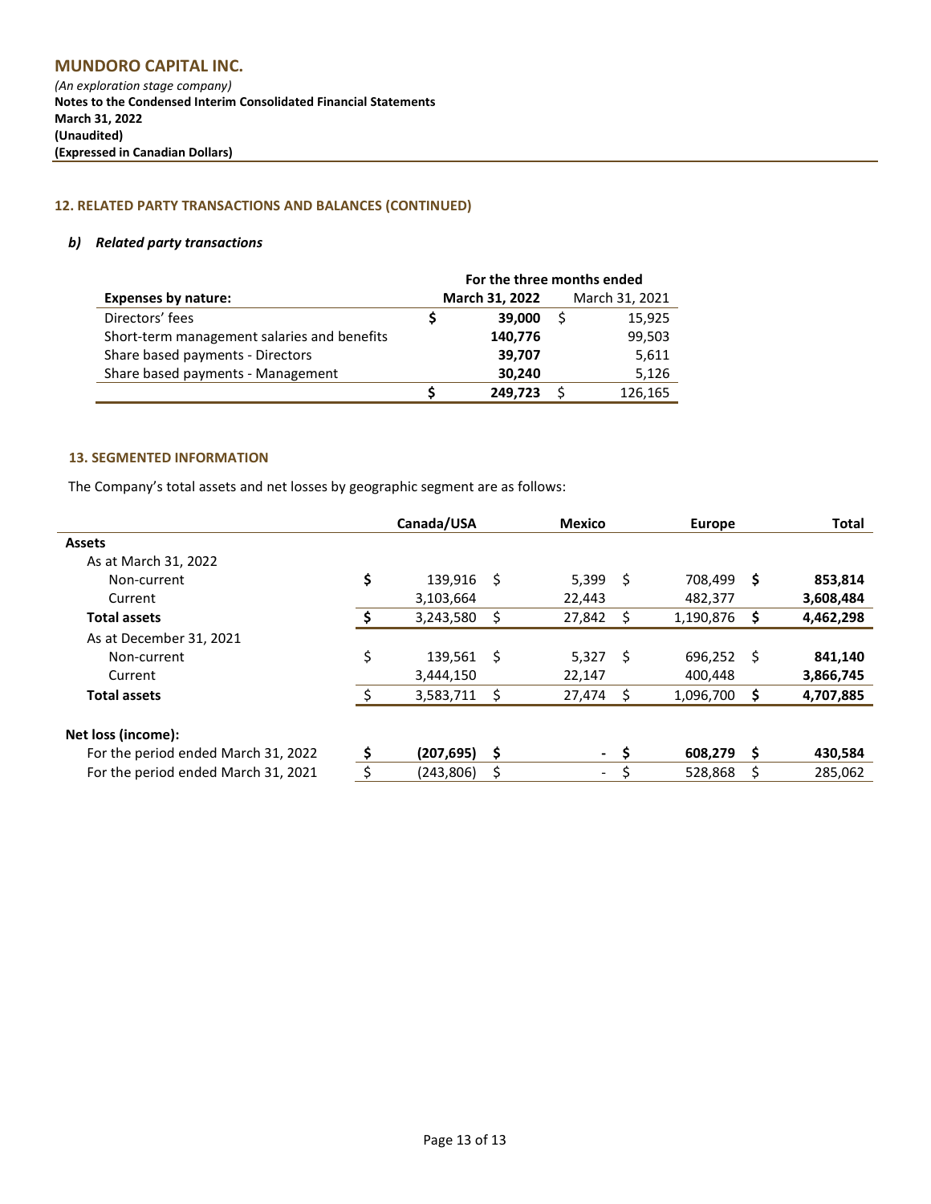**MUNDORO CAPITAL INC.**

*(An exploration stage company)*
**Notes to the Condensed Interim Consolidated Financial Statements**
**March 31, 2022**
**(Unaudited)**
**(Expressed in Canadian Dollars)**

## 12. RELATED PARTY TRANSACTIONS AND BALANCES (CONTINUED)

### *b) Related party transactions*

| | For the three months ended | |
|---|---|---|
| **Expenses by nature:** | **March 31, 2022** | March 31, 2021 |
| Directors' fees | **$ 39,000** | $ 15,925 |
| Short-term management salaries and benefits | **140,776** | 99,503 |
| Share based payments - Directors | **39,707** | 5,611 |
| Share based payments - Management | **30,240** | 5,126 |
| | **$ 249,723** | $ 126,165 |

## 13. SEGMENTED INFORMATION

The Company's total assets and net losses by geographic segment are as follows:

| | Canada/USA | Mexico | Europe | Total |
|---|---|---|---|---|
| **Assets** | | | | |
| As at March 31, 2022 | | | | |
| Non-current | **$** 139,916 | $ 5,399 | $ 708,499 | **$ 853,814** |
| Current | 3,103,664 | 22,443 | 482,377 | **3,608,484** |
| **Total assets** | **$** 3,243,580 | $ 27,842 | $ 1,190,876 | **$ 4,462,298** |
| As at December 31, 2021 | | | | |
| Non-current | $ 139,561 | $ 5,327 | $ 696,252 | $ **841,140** |
| Current | 3,444,150 | 22,147 | 400,448 | **3,866,745** |
| **Total assets** | $ 3,583,711 | $ 27,474 | $ 1,096,700 | **$ 4,707,885** |
| **Net loss (income):** | | | | |
| For the period ended March 31, 2022 | **$ (207,695)** | **$ -** | **$ 608,279** | **$ 430,584** |
| For the period ended March 31, 2021 | $ (243,806) | $ - | $ 528,868 | $ 285,062 |